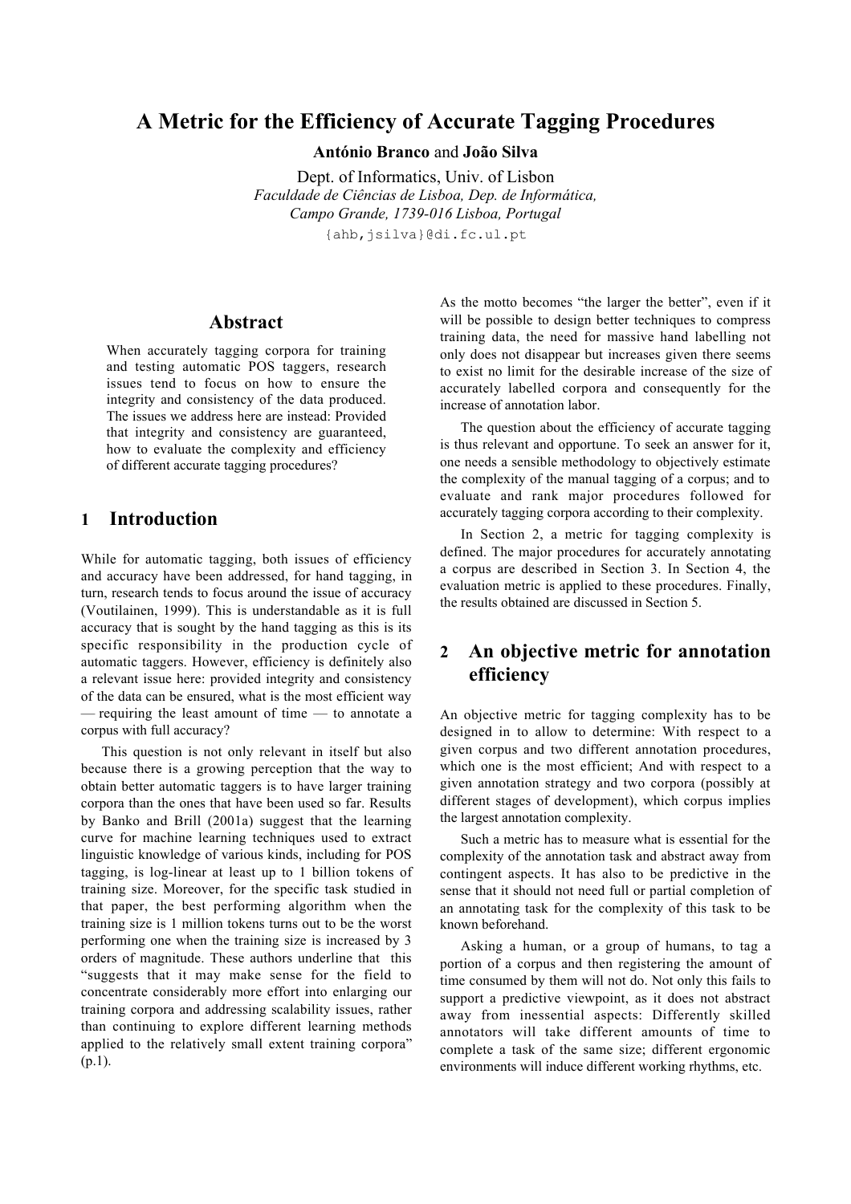# A Metric for the Efficiency of Accurate Tagging Procedures

**António Branco** and **João Silva**

Dept. of Informatics, Univ. of Lisbon
*Faculdade de Ciências de Lisboa, Dep. de Informática, Campo Grande, 1739-016 Lisboa, Portugal*
{ahb,jsilva}@di.fc.ul.pt

## Abstract

When accurately tagging corpora for training and testing automatic POS taggers, research issues tend to focus on how to ensure the integrity and consistency of the data produced. The issues we address here are instead: Provided that integrity and consistency are guaranteed, how to evaluate the complexity and efficiency of different accurate tagging procedures?

## 1 Introduction

While for automatic tagging, both issues of efficiency and accuracy have been addressed, for hand tagging, in turn, research tends to focus around the issue of accuracy (Voutilainen, 1999). This is understandable as it is full accuracy that is sought by the hand tagging as this is its specific responsibility in the production cycle of automatic taggers. However, efficiency is definitely also a relevant issue here: provided integrity and consistency of the data can be ensured, what is the most efficient way — requiring the least amount of time — to annotate a corpus with full accuracy?

This question is not only relevant in itself but also because there is a growing perception that the way to obtain better automatic taggers is to have larger training corpora than the ones that have been used so far. Results by Banko and Brill (2001a) suggest that the learning curve for machine learning techniques used to extract linguistic knowledge of various kinds, including for POS tagging, is log-linear at least up to 1 billion tokens of training size. Moreover, for the specific task studied in that paper, the best performing algorithm when the training size is 1 million tokens turns out to be the worst performing one when the training size is increased by 3 orders of magnitude. These authors underline that this "suggests that it may make sense for the field to concentrate considerably more effort into enlarging our training corpora and addressing scalability issues, rather than continuing to explore different learning methods applied to the relatively small extent training corpora" (p.1).

As the motto becomes "the larger the better", even if it will be possible to design better techniques to compress training data, the need for massive hand labelling not only does not disappear but increases given there seems to exist no limit for the desirable increase of the size of accurately labelled corpora and consequently for the increase of annotation labor.

The question about the efficiency of accurate tagging is thus relevant and opportune. To seek an answer for it, one needs a sensible methodology to objectively estimate the complexity of the manual tagging of a corpus; and to evaluate and rank major procedures followed for accurately tagging corpora according to their complexity.

In Section 2, a metric for tagging complexity is defined. The major procedures for accurately annotating a corpus are described in Section 3. In Section 4, the evaluation metric is applied to these procedures. Finally, the results obtained are discussed in Section 5.

## 2 An objective metric for annotation efficiency

An objective metric for tagging complexity has to be designed in to allow to determine: With respect to a given corpus and two different annotation procedures, which one is the most efficient; And with respect to a given annotation strategy and two corpora (possibly at different stages of development), which corpus implies the largest annotation complexity.

Such a metric has to measure what is essential for the complexity of the annotation task and abstract away from contingent aspects. It has also to be predictive in the sense that it should not need full or partial completion of an annotating task for the complexity of this task to be known beforehand.

Asking a human, or a group of humans, to tag a portion of a corpus and then registering the amount of time consumed by them will not do. Not only this fails to support a predictive viewpoint, as it does not abstract away from inessential aspects: Differently skilled annotators will take different amounts of time to complete a task of the same size; different ergonomic environments will induce different working rhythms, etc.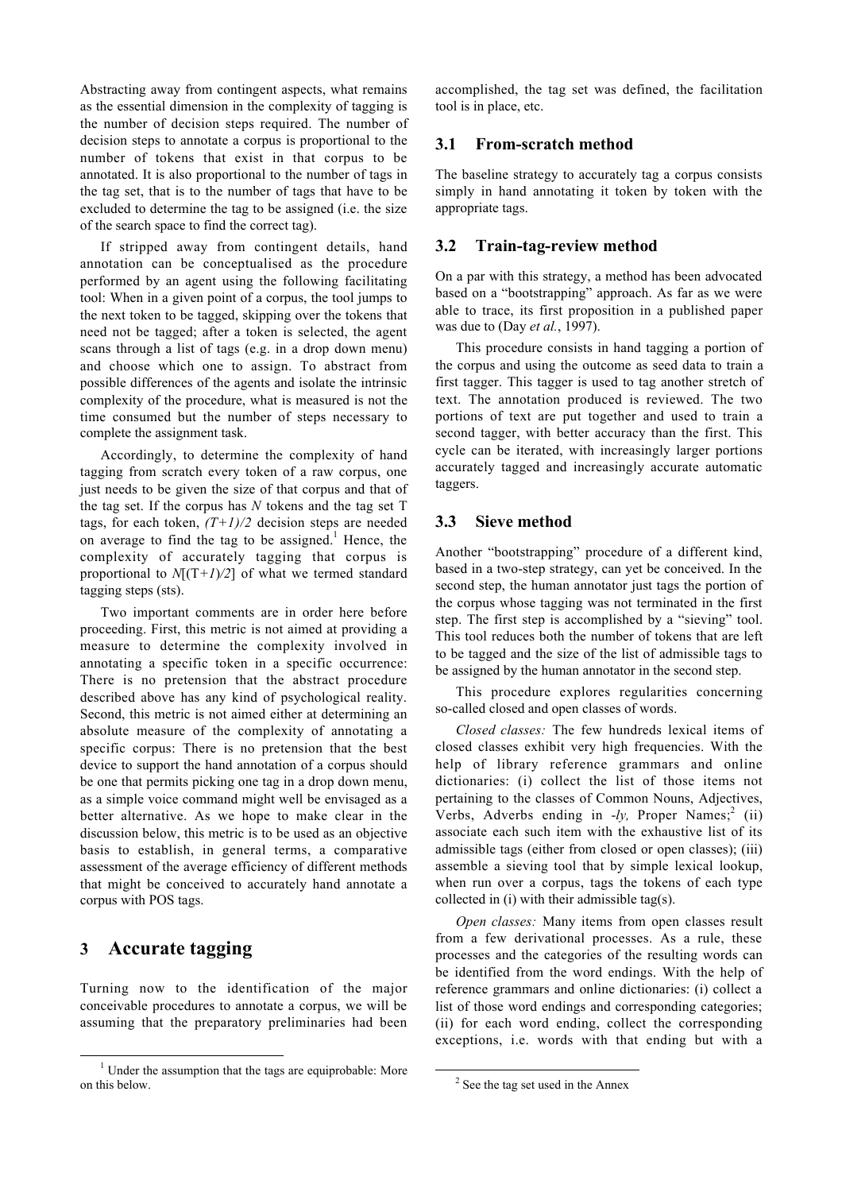Abstracting away from contingent aspects, what remains as the essential dimension in the complexity of tagging is the number of decision steps required. The number of decision steps to annotate a corpus is proportional to the number of tokens that exist in that corpus to be annotated. It is also proportional to the number of tags in the tag set, that is to the number of tags that have to be excluded to determine the tag to be assigned (i.e. the size of the search space to find the correct tag).

If stripped away from contingent details, hand annotation can be conceptualised as the procedure performed by an agent using the following facilitating tool: When in a given point of a corpus, the tool jumps to the next token to be tagged, skipping over the tokens that need not be tagged; after a token is selected, the agent scans through a list of tags (e.g. in a drop down menu) and choose which one to assign. To abstract from possible differences of the agents and isolate the intrinsic complexity of the procedure, what is measured is not the time consumed but the number of steps necessary to complete the assignment task.

Accordingly, to determine the complexity of hand tagging from scratch every token of a raw corpus, one just needs to be given the size of that corpus and that of the tag set. If the corpus has $N$ tokens and the tag set T tags, for each token, $(T+1)/2$ decision steps are needed on average to find the tag to be assigned.[1] Hence, the complexity of accurately tagging that corpus is proportional to $N[(T+1)/2]$ of what we termed standard tagging steps (sts).

Two important comments are in order here before proceeding. First, this metric is not aimed at providing a measure to determine the complexity involved in annotating a specific token in a specific occurrence: There is no pretension that the abstract procedure described above has any kind of psychological reality. Second, this metric is not aimed either at determining an absolute measure of the complexity of annotating a specific corpus: There is no pretension that the best device to support the hand annotation of a corpus should be one that permits picking one tag in a drop down menu, as a simple voice command might well be envisaged as a better alternative. As we hope to make clear in the discussion below, this metric is to be used as an objective basis to establish, in general terms, a comparative assessment of the average efficiency of different methods that might be conceived to accurately hand annotate a corpus with POS tags.

# 3 Accurate tagging

Turning now to the identification of the major conceivable procedures to annotate a corpus, we will be assuming that the preparatory preliminaries had been accomplished, the tag set was defined, the facilitation tool is in place, etc.

## 3.1 From-scratch method

The baseline strategy to accurately tag a corpus consists simply in hand annotating it token by token with the appropriate tags.

## 3.2 Train-tag-review method

On a par with this strategy, a method has been advocated based on a "bootstrapping" approach. As far as we were able to trace, its first proposition in a published paper was due to (Day *et al.*, 1997).

This procedure consists in hand tagging a portion of the corpus and using the outcome as seed data to train a first tagger. This tagger is used to tag another stretch of text. The annotation produced is reviewed. The two portions of text are put together and used to train a second tagger, with better accuracy than the first. This cycle can be iterated, with increasingly larger portions accurately tagged and increasingly accurate automatic taggers.

## 3.3 Sieve method

Another "bootstrapping" procedure of a different kind, based in a two-step strategy, can yet be conceived. In the second step, the human annotator just tags the portion of the corpus whose tagging was not terminated in the first step. The first step is accomplished by a "sieving" tool. This tool reduces both the number of tokens that are left to be tagged and the size of the list of admissible tags to be assigned by the human annotator in the second step.

This procedure explores regularities concerning so-called closed and open classes of words.

*Closed classes:* The few hundreds lexical items of closed classes exhibit very high frequencies. With the help of library reference grammars and online dictionaries: (i) collect the list of those items not pertaining to the classes of Common Nouns, Adjectives, Verbs, Adverbs ending in *-ly,* Proper Names;[2] (ii) associate each such item with the exhaustive list of its admissible tags (either from closed or open classes); (iii) assemble a sieving tool that by simple lexical lookup, when run over a corpus, tags the tokens of each type collected in (i) with their admissible tag(s).

*Open classes:* Many items from open classes result from a few derivational processes. As a rule, these processes and the categories of the resulting words can be identified from the word endings. With the help of reference grammars and online dictionaries: (i) collect a list of those word endings and corresponding categories; (ii) for each word ending, collect the corresponding exceptions, i.e. words with that ending but with a

---

[1] Under the assumption that the tags are equiprobable: More on this below.

[2] See the tag set used in the Annex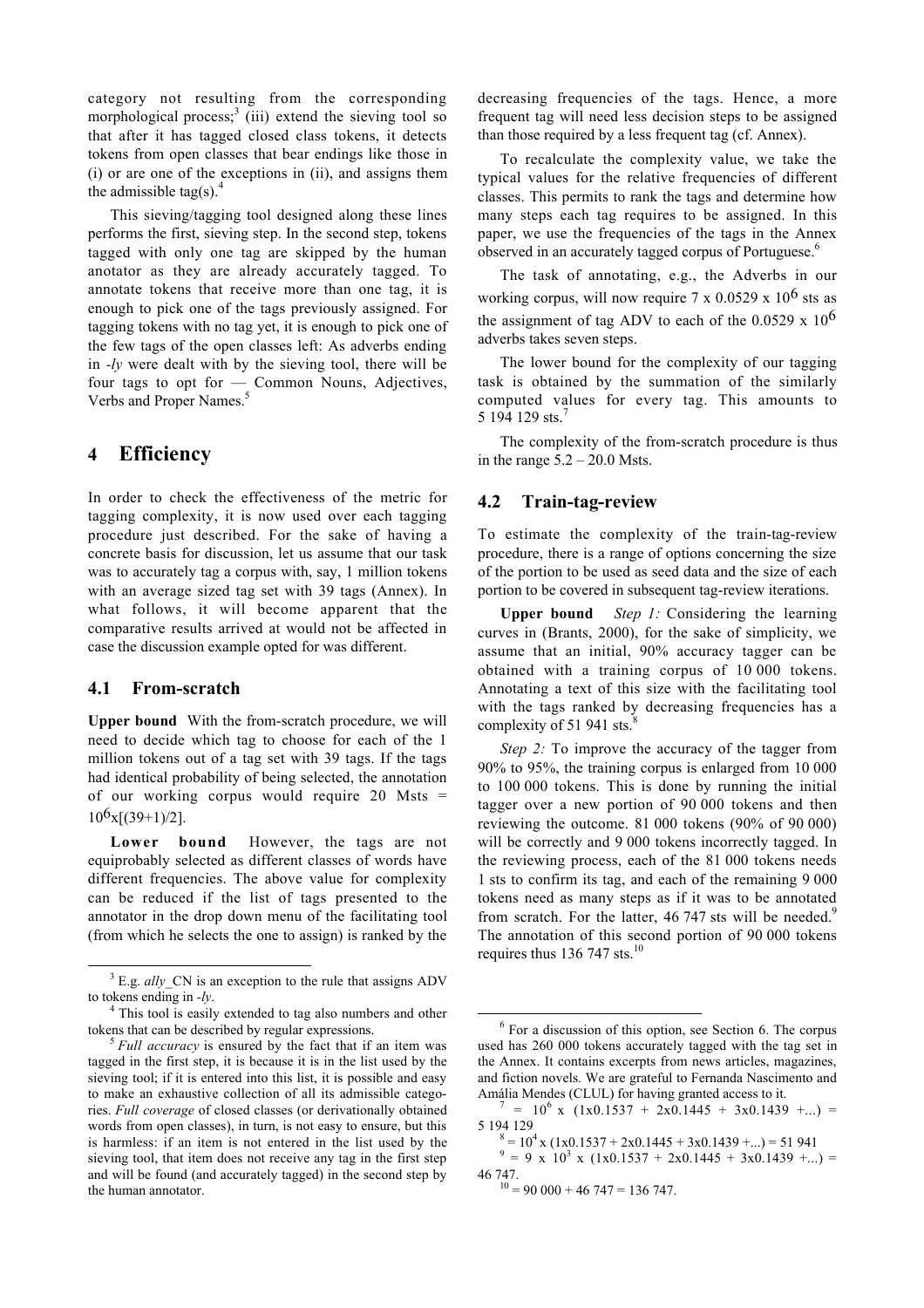category not resulting from the corresponding morphological process;[3] (iii) extend the sieving tool so that after it has tagged closed class tokens, it detects tokens from open classes that bear endings like those in (i) or are one of the exceptions in (ii), and assigns them the admissible tag(s).[4]

This sieving/tagging tool designed along these lines performs the first, sieving step. In the second step, tokens tagged with only one tag are skipped by the human anotator as they are already accurately tagged. To annotate tokens that receive more than one tag, it is enough to pick one of the tags previously assigned. For tagging tokens with no tag yet, it is enough to pick one of the few tags of the open classes left: As adverbs ending in *-ly* were dealt with by the sieving tool, there will be four tags to opt for — Common Nouns, Adjectives, Verbs and Proper Names.[5]

# 4 Efficiency

In order to check the effectiveness of the metric for tagging complexity, it is now used over each tagging procedure just described. For the sake of having a concrete basis for discussion, let us assume that our task was to accurately tag a corpus with, say, 1 million tokens with an average sized tag set with 39 tags (Annex). In what follows, it will become apparent that the comparative results arrived at would not be affected in case the discussion example opted for was different.

## 4.1 From-scratch

**Upper bound** With the from-scratch procedure, we will need to decide which tag to choose for each of the 1 million tokens out of a tag set with 39 tags. If the tags had identical probability of being selected, the annotation of our working corpus would require 20 Msts = $10^6$x[(39+1)/2].

**Lower bound** However, the tags are not equiprobably selected as different classes of words have different frequencies. The above value for complexity can be reduced if the list of tags presented to the annotator in the drop down menu of the facilitating tool (from which he selects the one to assign) is ranked by the decreasing frequencies of the tags. Hence, a more frequent tag will need less decision steps to be assigned than those required by a less frequent tag (cf. Annex).

To recalculate the complexity value, we take the typical values for the relative frequencies of different classes. This permits to rank the tags and determine how many steps each tag requires to be assigned. In this paper, we use the frequencies of the tags in the Annex observed in an accurately tagged corpus of Portuguese.[6]

The task of annotating, e.g., the Adverbs in our working corpus, will now require 7 x 0.0529 x $10^6$ sts as the assignment of tag ADV to each of the 0.0529 x $10^6$ adverbs takes seven steps.

The lower bound for the complexity of our tagging task is obtained by the summation of the similarly computed values for every tag. This amounts to 5 194 129 sts.[7]

The complexity of the from-scratch procedure is thus in the range 5.2 – 20.0 Msts.

## 4.2 Train-tag-review

To estimate the complexity of the train-tag-review procedure, there is a range of options concerning the size of the portion to be used as seed data and the size of each portion to be covered in subsequent tag-review iterations.

**Upper bound** *Step 1:* Considering the learning curves in (Brants, 2000), for the sake of simplicity, we assume that an initial, 90% accuracy tagger can be obtained with a training corpus of 10 000 tokens. Annotating a text of this size with the facilitating tool with the tags ranked by decreasing frequencies has a complexity of 51 941 sts.[8]

*Step 2:* To improve the accuracy of the tagger from 90% to 95%, the training corpus is enlarged from 10 000 to 100 000 tokens. This is done by running the initial tagger over a new portion of 90 000 tokens and then reviewing the outcome. 81 000 tokens (90% of 90 000) will be correctly and 9 000 tokens incorrectly tagged. In the reviewing process, each of the 81 000 tokens need 1 sts to confirm its tag, and each of the remaining 9 000 tokens need as many steps as if it was to be annotated from scratch. For the latter, 46 747 sts will be needed.[9] The annotation of this second portion of 90 000 tokens requires thus 136 747 sts.[10]

---

[3] E.g. *ally*_CN is an exception to the rule that assigns ADV to tokens ending in *-ly*.

[4] This tool is easily extended to tag also numbers and other tokens that can be described by regular expressions.

[5] *Full accuracy* is ensured by the fact that if an item was tagged in the first step, it is because it is in the list used by the sieving tool; if it is entered into this list, it is possible and easy to make an exhaustive collection of all its admissible categories. *Full coverage* of closed classes (or derivationally obtained words from open classes), in turn, is not easy to ensure, but this is harmless: if an item is not entered in the list used by the sieving tool, that item does not receive any tag in the first step and will be found (and accurately tagged) in the second step by the human annotator.

[6] For a discussion of this option, see Section 6. The corpus used has 260 000 tokens accurately tagged with the tag set in the Annex. It contains excerpts from news articles, magazines, and fiction novels. We are grateful to Fernanda Nascimento and Amália Mendes (CLUL) for having granted access to it.

[7] = $10^6$ x (1x0.1537 + 2x0.1445 + 3x0.1439 +...) = 5 194 129

[8] = $10^4$ x (1x0.1537 + 2x0.1445 + 3x0.1439 +...) = 51 941

[9] = 9 x $10^3$ x (1x0.1537 + 2x0.1445 + 3x0.1439 +...) = 46 747.

[10] = 90 000 + 46 747 = 136 747.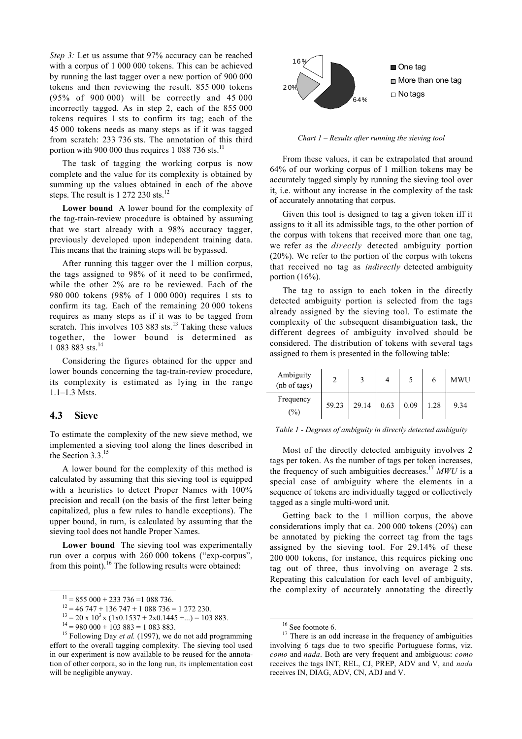*Step 3:* Let us assume that 97% accuracy can be reached with a corpus of 1 000 000 tokens. This can be achieved by running the last tagger over a new portion of 900 000 tokens and then reviewing the result. 855 000 tokens (95% of 900 000) will be correctly and 45 000 incorrectly tagged. As in step 2, each of the 855 000 tokens requires 1 sts to confirm its tag; each of the 45 000 tokens needs as many steps as if it was tagged from scratch: 233 736 sts. The annotation of this third portion with 900 000 thus requires 1 088 736 sts.[11]

The task of tagging the working corpus is now complete and the value for its complexity is obtained by summing up the values obtained in each of the above steps. The result is 1 272 230 sts.[12]

**Lower bound** A lower bound for the complexity of the tag-train-review procedure is obtained by assuming that we start already with a 98% accuracy tagger, previously developed upon independent training data. This means that the training steps will be bypassed.

After running this tagger over the 1 million corpus, the tags assigned to 98% of it need to be confirmed, while the other 2% are to be reviewed. Each of the 980 000 tokens (98% of 1 000 000) requires 1 sts to confirm its tag. Each of the remaining 20 000 tokens requires as many steps as if it was to be tagged from scratch. This involves 103 883 sts.[13] Taking these values together, the lower bound is determined as 1 083 883 sts.[14]

Considering the figures obtained for the upper and lower bounds concerning the tag-train-review procedure, its complexity is estimated as lying in the range 1.1–1.3 Msts.

### 4.3 Sieve

To estimate the complexity of the new sieve method, we implemented a sieving tool along the lines described in the Section 3.3.[15]

A lower bound for the complexity of this method is calculated by assuming that this sieving tool is equipped with a heuristics to detect Proper Names with 100% precision and recall (on the basis of the first letter being capitalized, plus a few rules to handle exceptions). The upper bound, in turn, is calculated by assuming that the sieving tool does not handle Proper Names.

**Lower bound** The sieving tool was experimentally run over a corpus with 260 000 tokens ("exp-corpus", from this point).[16] The following results were obtained:

16%
20%
64%

■ One tag
■ More than one tag
□ No tags

*Chart 1 – Results after running the sieving tool*

From these values, it can be extrapolated that around 64% of our working corpus of 1 million tokens may be accurately tagged simply by running the sieving tool over it, i.e. without any increase in the complexity of the task of accurately annotating that corpus.

Given this tool is designed to tag a given token iff it assigns to it all its admissible tags, to the other portion of the corpus with tokens that received more than one tag, we refer as the *directly* detected ambiguity portion (20%). We refer to the portion of the corpus with tokens that received no tag as *indirectly* detected ambiguity portion (16%).

The tag to assign to each token in the directly detected ambiguity portion is selected from the tags already assigned by the sieving tool. To estimate the complexity of the subsequent disambiguation task, the different degrees of ambiguity involved should be considered. The distribution of tokens with several tags assigned to them is presented in the following table:

| Ambiguity (nb of tags) | 2 | 3 | 4 | 5 | 6 | MWU |
|---|---|---|---|---|---|---|
| Frequency (%) | 59.23 | 29.14 | 0.63 | 0.09 | 1.28 | 9.34 |

*Table 1 - Degrees of ambiguity in directly detected ambiguity*

Most of the directly detected ambiguity involves 2 tags per token. As the number of tags per token increases, the frequency of such ambiguities decreases.[17] *MWU* is a special case of ambiguity where the elements in a sequence of tokens are individually tagged or collectively tagged as a single multi-word unit.

Getting back to the 1 million corpus, the above considerations imply that ca. 200 000 tokens (20%) can be annotated by picking the correct tag from the tags assigned by the sieving tool. For 29.14% of these 200 000 tokens, for instance, this requires picking one tag out of three, thus involving on average 2 sts. Repeating this calculation for each level of ambiguity, the complexity of accurately annotating the directly

---

[11] = 855 000 + 233 736 =1 088 736.

[12] = 46 747 + 136 747 + 1 088 736 = 1 272 230.

[13] = $20 \times 10^3 \times (1 \times 0.1537 + 2 \times 0.1445 + ...) = 103\ 883$.

[14] = 980 000 + 103 883 = 1 083 883.

[15] Following Day *et al.* (1997), we do not add programming effort to the overall tagging complexity. The sieving tool used in our experiment is now available to be reused for the annotation of other corpora, so in the long run, its implementation cost will be negligible anyway.

[16] See footnote 6.

[17] There is an odd increase in the frequency of ambiguities involving 6 tags due to two specific Portuguese forms, viz. *como* and *nada*. Both are very frequent and ambiguous: *como* receives the tags INT, REL, CJ, PREP, ADV and V, and *nada* receives IN, DIAG, ADV, CN, ADJ and V.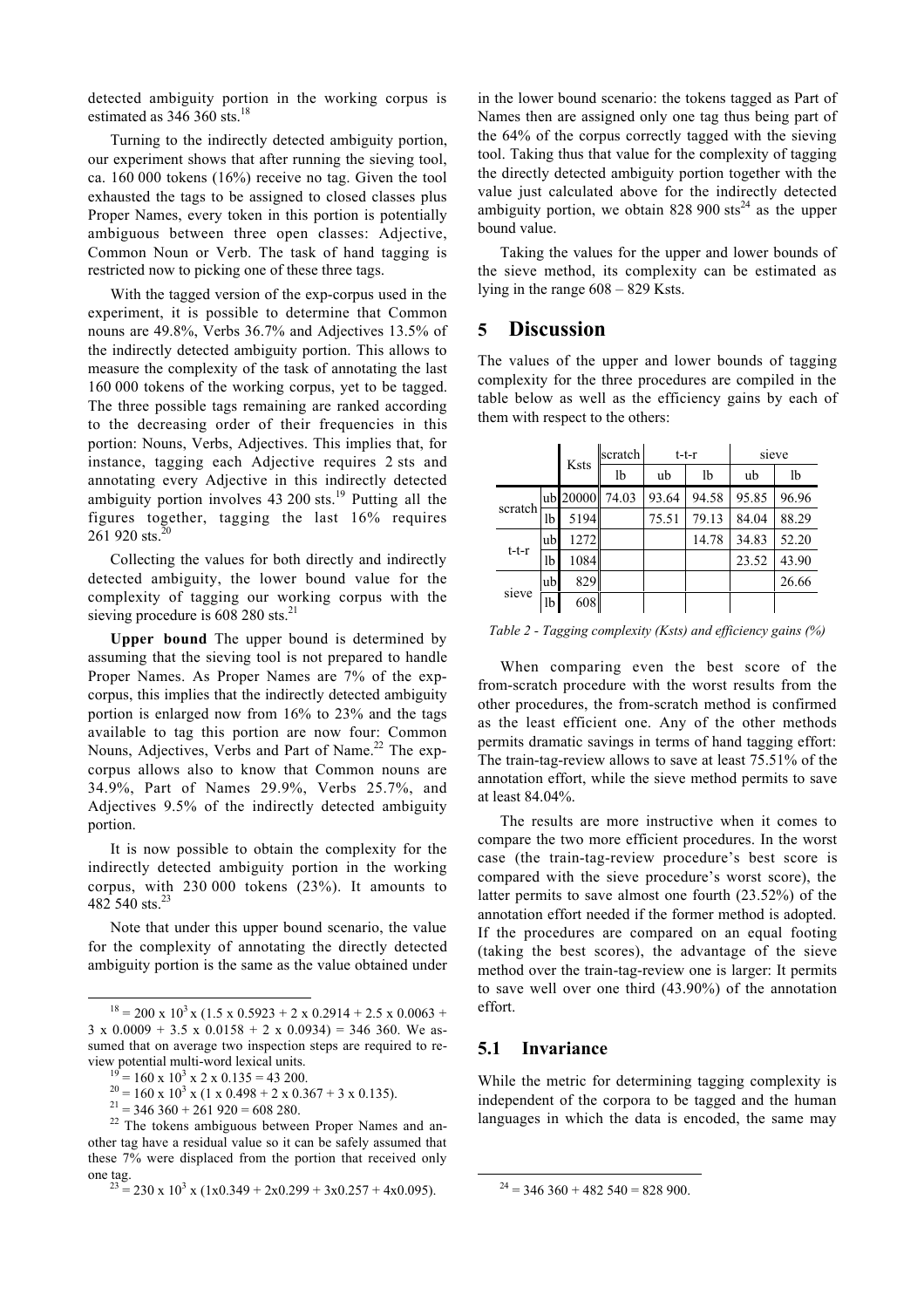detected ambiguity portion in the working corpus is estimated as 346 360 sts.[18]

Turning to the indirectly detected ambiguity portion, our experiment shows that after running the sieving tool, ca. 160 000 tokens (16%) receive no tag. Given the tool exhausted the tags to be assigned to closed classes plus Proper Names, every token in this portion is potentially ambiguous between three open classes: Adjective, Common Noun or Verb. The task of hand tagging is restricted now to picking one of these three tags.

With the tagged version of the exp-corpus used in the experiment, it is possible to determine that Common nouns are 49.8%, Verbs 36.7% and Adjectives 13.5% of the indirectly detected ambiguity portion. This allows to measure the complexity of the task of annotating the last 160 000 tokens of the working corpus, yet to be tagged. The three possible tags remaining are ranked according to the decreasing order of their frequencies in this portion: Nouns, Verbs, Adjectives. This implies that, for instance, tagging each Adjective requires 2 sts and annotating every Adjective in this indirectly detected ambiguity portion involves 43 200 sts.[19] Putting all the figures together, tagging the last 16% requires 261 920 sts.[20]

Collecting the values for both directly and indirectly detected ambiguity, the lower bound value for the complexity of tagging our working corpus with the sieving procedure is 608 280 sts.[21]

**Upper bound** The upper bound is determined by assuming that the sieving tool is not prepared to handle Proper Names. As Proper Names are 7% of the exp-corpus, this implies that the indirectly detected ambiguity portion is enlarged now from 16% to 23% and the tags available to tag this portion are now four: Common Nouns, Adjectives, Verbs and Part of Name.[22] The exp-corpus allows also to know that Common nouns are 34.9%, Part of Names 29.9%, Verbs 25.7%, and Adjectives 9.5% of the indirectly detected ambiguity portion.

It is now possible to obtain the complexity for the indirectly detected ambiguity portion in the working corpus, with 230 000 tokens (23%). It amounts to 482 540 sts.[23]

Note that under this upper bound scenario, the value for the complexity of annotating the directly detected ambiguity portion is the same as the value obtained under in the lower bound scenario: the tokens tagged as Part of Names then are assigned only one tag thus being part of the 64% of the corpus correctly tagged with the sieving tool. Taking thus that value for the complexity of tagging the directly detected ambiguity portion together with the value just calculated above for the indirectly detected ambiguity portion, we obtain 828 900 sts[24] as the upper bound value.

Taking the values for the upper and lower bounds of the sieve method, its complexity can be estimated as lying in the range 608 – 829 Ksts.

# 5 Discussion

The values of the upper and lower bounds of tagging complexity for the three procedures are compiled in the table below as well as the efficiency gains by each of them with respect to the others:

| | | Ksts | scratch | t-t-r | | sieve | |
|---|---|---|---|---|---|---|---|
| | | | lb | ub | lb | ub | lb |
| scratch | ub | 20000 | 74.03 | 93.64 | 94.58 | 95.85 | 96.96 |
| | lb | 5194 | | 75.51 | 79.13 | 84.04 | 88.29 |
| t-t-r | ub | 1272 | | | 14.78 | 34.83 | 52.20 |
| | lb | 1084 | | | | 23.52 | 43.90 |
| sieve | ub | 829 | | | | | 26.66 |
| | lb | 608 | | | | | |

*Table 2 - Tagging complexity (Ksts) and efficiency gains (%)*

When comparing even the best score of the from-scratch procedure with the worst results from the other procedures, the from-scratch method is confirmed as the least efficient one. Any of the other methods permits dramatic savings in terms of hand tagging effort: The train-tag-review allows to save at least 75.51% of the annotation effort, while the sieve method permits to save at least 84.04%.

The results are more instructive when it comes to compare the two more efficient procedures. In the worst case (the train-tag-review procedure's best score is compared with the sieve procedure's worst score), the latter permits to save almost one fourth (23.52%) of the annotation effort needed if the former method is adopted. If the procedures are compared on an equal footing (taking the best scores), the advantage of the sieve method over the train-tag-review one is larger: It permits to save well over one third (43.90%) of the annotation effort.

## 5.1 Invariance

While the metric for determining tagging complexity is independent of the corpora to be tagged and the human languages in which the data is encoded, the same may

---

[18] = 200 x $10^3$ x (1.5 x 0.5923 + 2 x 0.2914 + 2.5 x 0.0063 + 3 x 0.0009 + 3.5 x 0.0158 + 2 x 0.0934) = 346 360. We assumed that on average two inspection steps are required to review potential multi-word lexical units.

[19] = 160 x $10^3$ x 2 x 0.135 = 43 200.

[20] = 160 x $10^3$ x (1 x 0.498 + 2 x 0.367 + 3 x 0.135).

[21] = 346 360 + 261 920 = 608 280.

[22] The tokens ambiguous between Proper Names and another tag have a residual value so it can be safely assumed that these 7% were displaced from the portion that received only one tag.

[23] = 230 x $10^3$ x (1x0.349 + 2x0.299 + 3x0.257 + 4x0.095).

[24] = 346 360 + 482 540 = 828 900.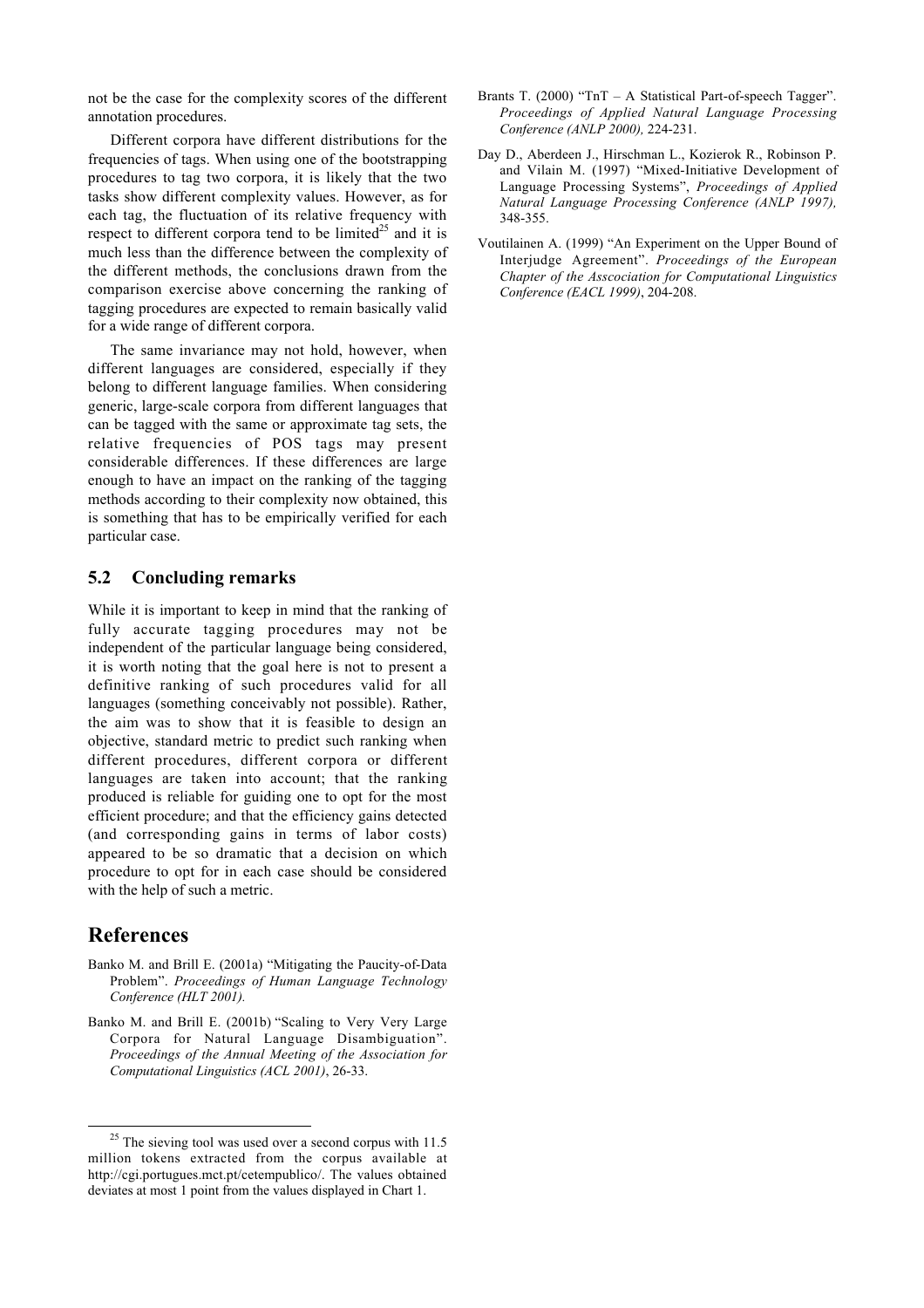not be the case for the complexity scores of the different annotation procedures.

Different corpora have different distributions for the frequencies of tags. When using one of the bootstrapping procedures to tag two corpora, it is likely that the two tasks show different complexity values. However, as for each tag, the fluctuation of its relative frequency with respect to different corpora tend to be limited[25] and it is much less than the difference between the complexity of the different methods, the conclusions drawn from the comparison exercise above concerning the ranking of tagging procedures are expected to remain basically valid for a wide range of different corpora.

The same invariance may not hold, however, when different languages are considered, especially if they belong to different language families. When considering generic, large-scale corpora from different languages that can be tagged with the same or approximate tag sets, the relative frequencies of POS tags may present considerable differences. If these differences are large enough to have an impact on the ranking of the tagging methods according to their complexity now obtained, this is something that has to be empirically verified for each particular case.

### 5.2 Concluding remarks

While it is important to keep in mind that the ranking of fully accurate tagging procedures may not be independent of the particular language being considered, it is worth noting that the goal here is not to present a definitive ranking of such procedures valid for all languages (something conceivably not possible). Rather, the aim was to show that it is feasible to design an objective, standard metric to predict such ranking when different procedures, different corpora or different languages are taken into account; that the ranking produced is reliable for guiding one to opt for the most efficient procedure; and that the efficiency gains detected (and corresponding gains in terms of labor costs) appeared to be so dramatic that a decision on which procedure to opt for in each case should be considered with the help of such a metric.

## References

Banko M. and Brill E. (2001a) "Mitigating the Paucity-of-Data Problem". *Proceedings of Human Language Technology Conference (HLT 2001).*

Banko M. and Brill E. (2001b) "Scaling to Very Very Large Corpora for Natural Language Disambiguation". *Proceedings of the Annual Meeting of the Association for Computational Linguistics (ACL 2001)*, 26-33.

Brants T. (2000) "TnT – A Statistical Part-of-speech Tagger". *Proceedings of Applied Natural Language Processing Conference (ANLP 2000),* 224-231.

Day D., Aberdeen J., Hirschman L., Kozierok R., Robinson P. and Vilain M. (1997) "Mixed-Initiative Development of Language Processing Systems", *Proceedings of Applied Natural Language Processing Conference (ANLP 1997),* 348-355.

Voutilainen A. (1999) "An Experiment on the Upper Bound of Interjudge Agreement". *Proceedings of the European Chapter of the Asscociation for Computational Linguistics Conference (EACL 1999)*, 204-208.

[25] The sieving tool was used over a second corpus with 11.5 million tokens extracted from the corpus available at http://cgi.portugues.mct.pt/cetempublico/. The values obtained deviates at most 1 point from the values displayed in Chart 1.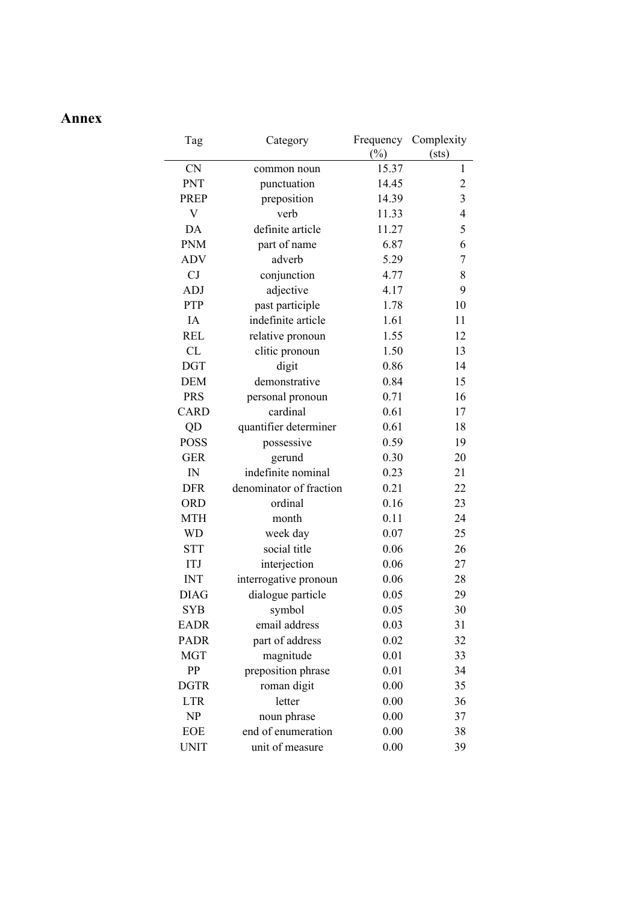## Annex

| Tag | Category | Frequency (%) | Complexity (sts) |
|---|---|---|---|
| CN | common noun | 15.37 | 1 |
| PNT | punctuation | 14.45 | 2 |
| PREP | preposition | 14.39 | 3 |
| V | verb | 11.33 | 4 |
| DA | definite article | 11.27 | 5 |
| PNM | part of name | 6.87 | 6 |
| ADV | adverb | 5.29 | 7 |
| CJ | conjunction | 4.77 | 8 |
| ADJ | adjective | 4.17 | 9 |
| PTP | past participle | 1.78 | 10 |
| IA | indefinite article | 1.61 | 11 |
| REL | relative pronoun | 1.55 | 12 |
| CL | clitic pronoun | 1.50 | 13 |
| DGT | digit | 0.86 | 14 |
| DEM | demonstrative | 0.84 | 15 |
| PRS | personal pronoun | 0.71 | 16 |
| CARD | cardinal | 0.61 | 17 |
| QD | quantifier determiner | 0.61 | 18 |
| POSS | possessive | 0.59 | 19 |
| GER | gerund | 0.30 | 20 |
| IN | indefinite nominal | 0.23 | 21 |
| DFR | denominator of fraction | 0.21 | 22 |
| ORD | ordinal | 0.16 | 23 |
| MTH | month | 0.11 | 24 |
| WD | week day | 0.07 | 25 |
| STT | social title | 0.06 | 26 |
| ITJ | interjection | 0.06 | 27 |
| INT | interrogative pronoun | 0.06 | 28 |
| DIAG | dialogue particle | 0.05 | 29 |
| SYB | symbol | 0.05 | 30 |
| EADR | email address | 0.03 | 31 |
| PADR | part of address | 0.02 | 32 |
| MGT | magnitude | 0.01 | 33 |
| PP | preposition phrase | 0.01 | 34 |
| DGTR | roman digit | 0.00 | 35 |
| LTR | letter | 0.00 | 36 |
| NP | noun phrase | 0.00 | 37 |
| EOE | end of enumeration | 0.00 | 38 |
| UNIT | unit of measure | 0.00 | 39 |